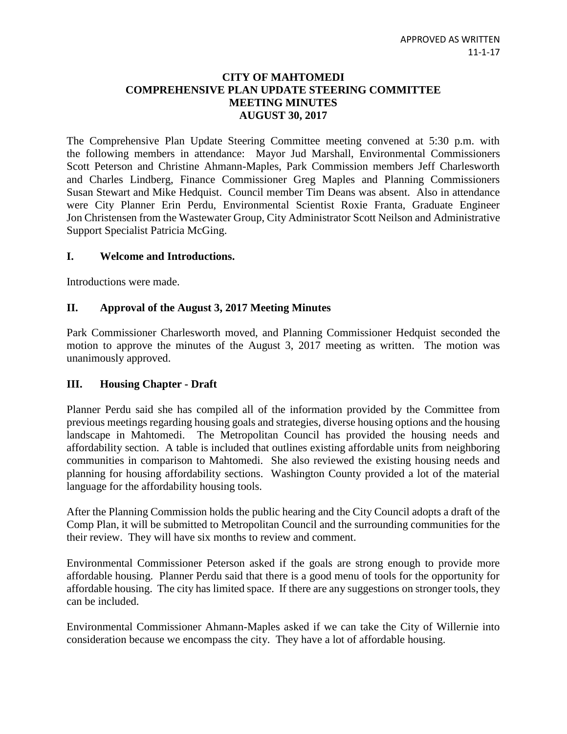APPROVED AS WRITTEN
11-1-17

# CITY OF MAHTOMEDI
# COMPREHENSIVE PLAN UPDATE STEERING COMMITTEE
# MEETING MINUTES
# AUGUST 30, 2017

The Comprehensive Plan Update Steering Committee meeting convened at 5:30 p.m. with the following members in attendance: Mayor Jud Marshall, Environmental Commissioners Scott Peterson and Christine Ahmann-Maples, Park Commission members Jeff Charlesworth and Charles Lindberg, Finance Commissioner Greg Maples and Planning Commissioners Susan Stewart and Mike Hedquist. Council member Tim Deans was absent. Also in attendance were City Planner Erin Perdu, Environmental Scientist Roxie Franta, Graduate Engineer Jon Christensen from the Wastewater Group, City Administrator Scott Neilson and Administrative Support Specialist Patricia McGing.

## I. Welcome and Introductions.

Introductions were made.

## II. Approval of the August 3, 2017 Meeting Minutes

Park Commissioner Charlesworth moved, and Planning Commissioner Hedquist seconded the motion to approve the minutes of the August 3, 2017 meeting as written. The motion was unanimously approved.

## III. Housing Chapter - Draft

Planner Perdu said she has compiled all of the information provided by the Committee from previous meetings regarding housing goals and strategies, diverse housing options and the housing landscape in Mahtomedi. The Metropolitan Council has provided the housing needs and affordability section. A table is included that outlines existing affordable units from neighboring communities in comparison to Mahtomedi. She also reviewed the existing housing needs and planning for housing affordability sections. Washington County provided a lot of the material language for the affordability housing tools.

After the Planning Commission holds the public hearing and the City Council adopts a draft of the Comp Plan, it will be submitted to Metropolitan Council and the surrounding communities for the their review. They will have six months to review and comment.

Environmental Commissioner Peterson asked if the goals are strong enough to provide more affordable housing. Planner Perdu said that there is a good menu of tools for the opportunity for affordable housing. The city has limited space. If there are any suggestions on stronger tools, they can be included.

Environmental Commissioner Ahmann-Maples asked if we can take the City of Willernie into consideration because we encompass the city. They have a lot of affordable housing.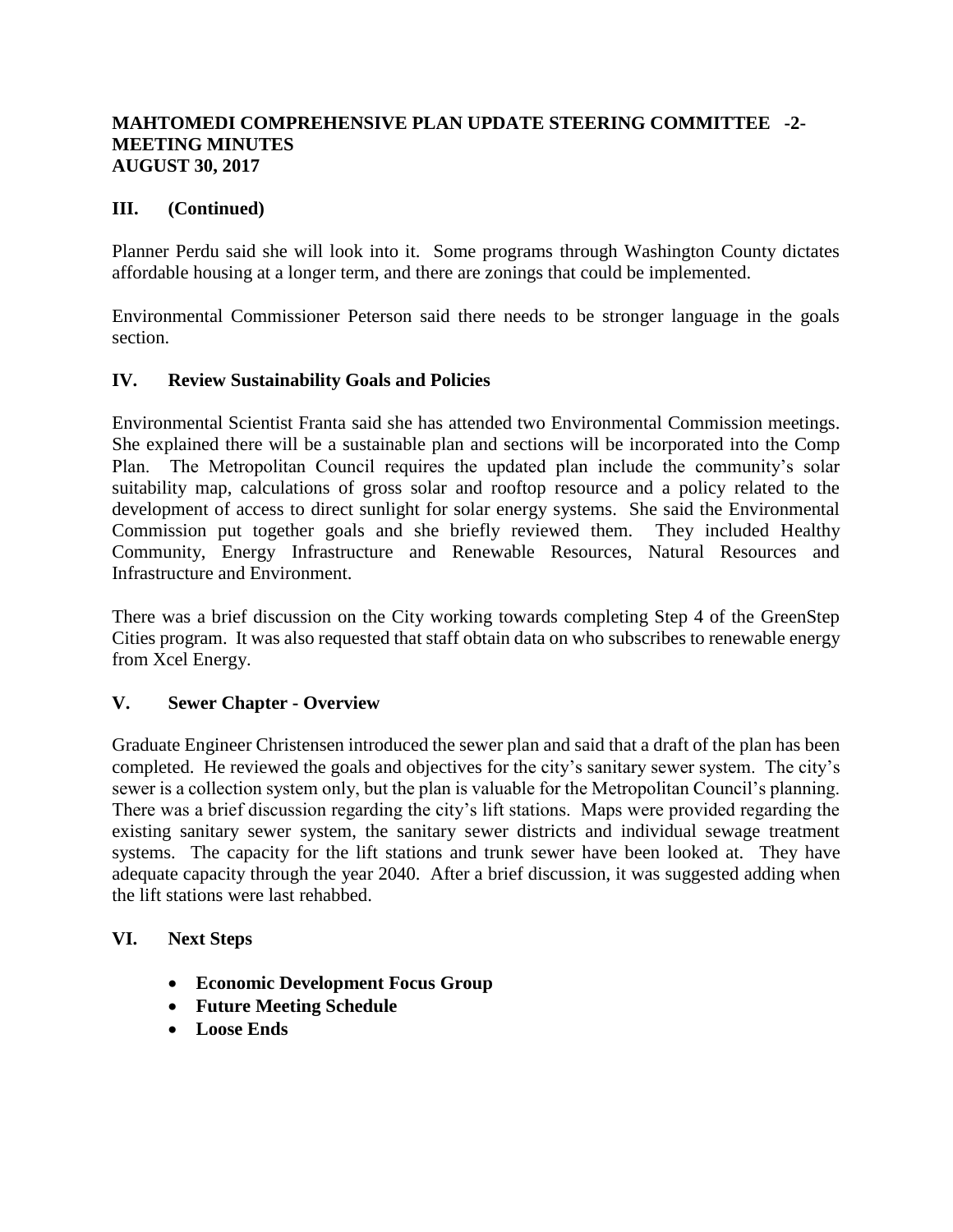## III. (Continued)

Planner Perdu said she will look into it. Some programs through Washington County dictates affordable housing at a longer term, and there are zonings that could be implemented.

Environmental Commissioner Peterson said there needs to be stronger language in the goals section.

## IV. Review Sustainability Goals and Policies

Environmental Scientist Franta said she has attended two Environmental Commission meetings. She explained there will be a sustainable plan and sections will be incorporated into the Comp Plan. The Metropolitan Council requires the updated plan include the community's solar suitability map, calculations of gross solar and rooftop resource and a policy related to the development of access to direct sunlight for solar energy systems. She said the Environmental Commission put together goals and she briefly reviewed them. They included Healthy Community, Energy Infrastructure and Renewable Resources, Natural Resources and Infrastructure and Environment.

There was a brief discussion on the City working towards completing Step 4 of the GreenStep Cities program. It was also requested that staff obtain data on who subscribes to renewable energy from Xcel Energy.

## V. Sewer Chapter - Overview

Graduate Engineer Christensen introduced the sewer plan and said that a draft of the plan has been completed. He reviewed the goals and objectives for the city's sanitary sewer system. The city's sewer is a collection system only, but the plan is valuable for the Metropolitan Council's planning. There was a brief discussion regarding the city's lift stations. Maps were provided regarding the existing sanitary sewer system, the sanitary sewer districts and individual sewage treatment systems. The capacity for the lift stations and trunk sewer have been looked at. They have adequate capacity through the year 2040. After a brief discussion, it was suggested adding when the lift stations were last rehabbed.

## VI. Next Steps

- **Economic Development Focus Group**
- **Future Meeting Schedule**
- **Loose Ends**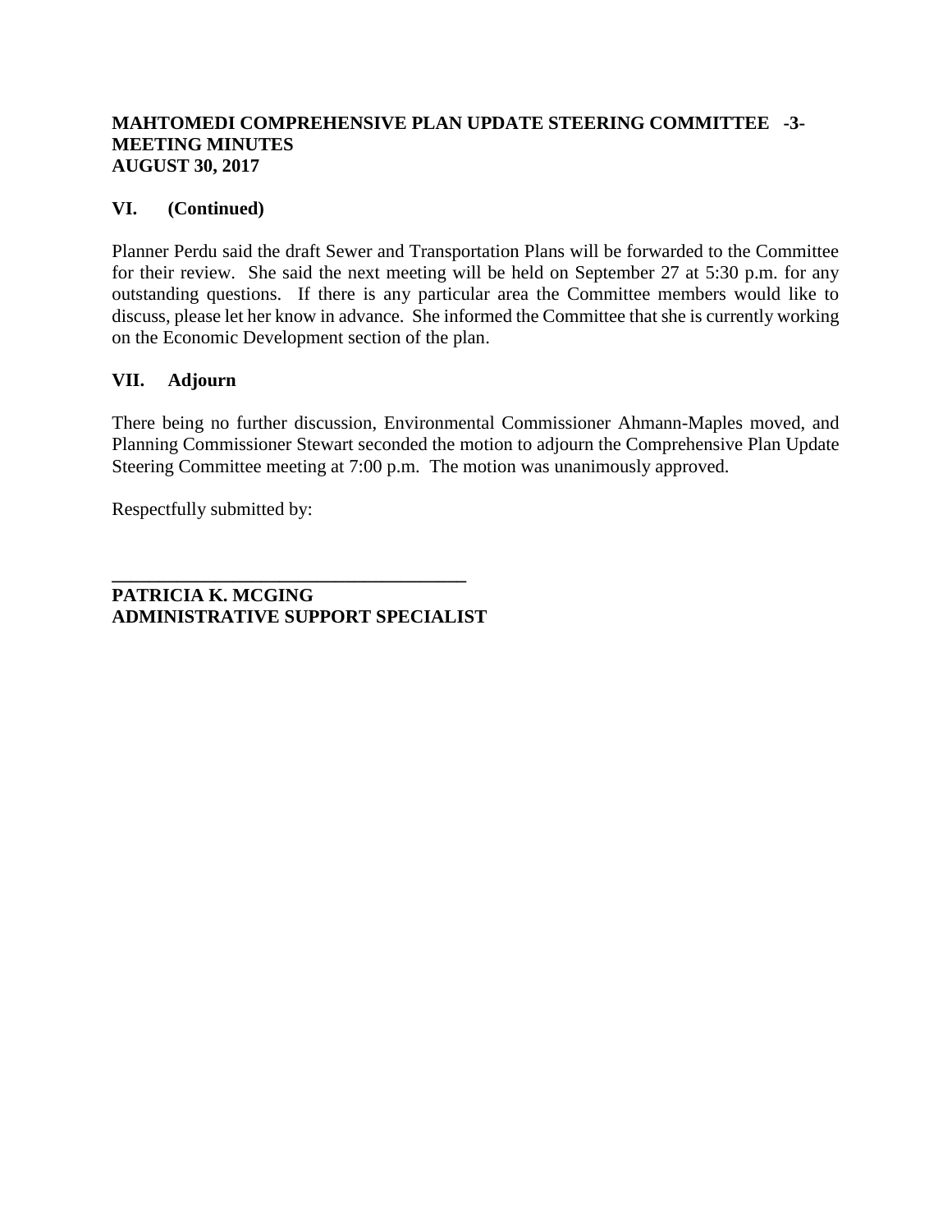### VI. (Continued)

Planner Perdu said the draft Sewer and Transportation Plans will be forwarded to the Committee for their review. She said the next meeting will be held on September 27 at 5:30 p.m. for any outstanding questions. If there is any particular area the Committee members would like to discuss, please let her know in advance. She informed the Committee that she is currently working on the Economic Development section of the plan.

### VII. Adjourn

There being no further discussion, Environmental Commissioner Ahmann-Maples moved, and Planning Commissioner Stewart seconded the motion to adjourn the Comprehensive Plan Update Steering Committee meeting at 7:00 p.m. The motion was unanimously approved.

Respectfully submitted by:

\_\_\_\_\_\_\_\_\_\_\_\_\_\_\_\_\_\_\_\_\_\_\_\_\_\_\_\_\_\_\_\_\_\_\_\_\_\_\_\_

**PATRICIA K. MCGING**
**ADMINISTRATIVE SUPPORT SPECIALIST**